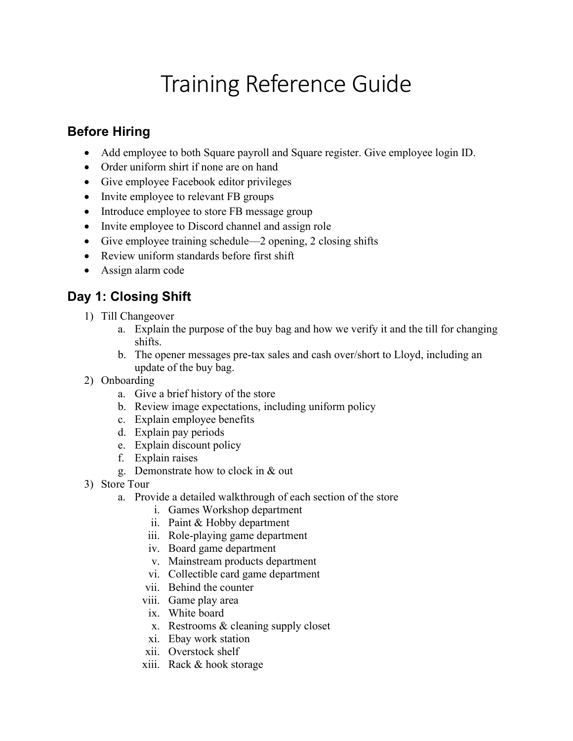# Training Reference Guide

## Before Hiring

- Add employee to both Square payroll and Square register. Give employee login ID.
- Order uniform shirt if none are on hand
- Give employee Facebook editor privileges
- Invite employee to relevant FB groups
- Introduce employee to store FB message group
- Invite employee to Discord channel and assign role
- Give employee training schedule—2 opening, 2 closing shifts
- Review uniform standards before first shift
- Assign alarm code

## Day 1: Closing Shift

1) Till Changeover
    a. Explain the purpose of the buy bag and how we verify it and the till for changing shifts.
    b. The opener messages pre-tax sales and cash over/short to Lloyd, including an update of the buy bag.
2) Onboarding
    a. Give a brief history of the store
    b. Review image expectations, including uniform policy
    c. Explain employee benefits
    d. Explain pay periods
    e. Explain discount policy
    f. Explain raises
    g. Demonstrate how to clock in & out
3) Store Tour
    a. Provide a detailed walkthrough of each section of the store
        i. Games Workshop department
        ii. Paint & Hobby department
        iii. Role-playing game department
        iv. Board game department
        v. Mainstream products department
        vi. Collectible card game department
        vii. Behind the counter
        viii. Game play area
        ix. White board
        x. Restrooms & cleaning supply closet
        xi. Ebay work station
        xii. Overstock shelf
        xiii. Rack & hook storage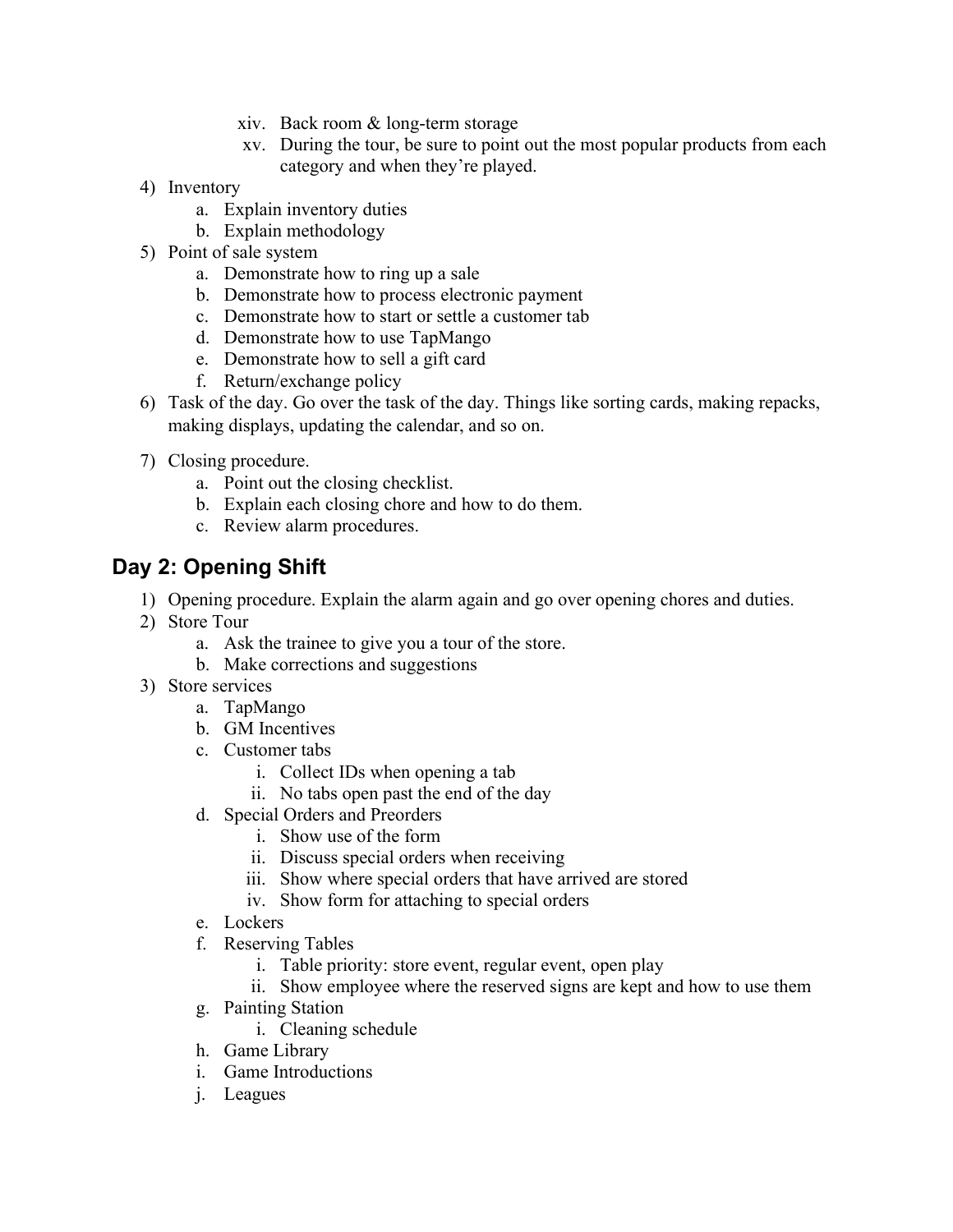xiv. Back room & long-term storage
   xv. During the tour, be sure to point out the most popular products from each category and when they're played.

4) Inventory
   a. Explain inventory duties
   b. Explain methodology
5) Point of sale system
   a. Demonstrate how to ring up a sale
   b. Demonstrate how to process electronic payment
   c. Demonstrate how to start or settle a customer tab
   d. Demonstrate how to use TapMango
   e. Demonstrate how to sell a gift card
   f. Return/exchange policy
6) Task of the day. Go over the task of the day. Things like sorting cards, making repacks, making displays, updating the calendar, and so on.
7) Closing procedure.
   a. Point out the closing checklist.
   b. Explain each closing chore and how to do them.
   c. Review alarm procedures.

## Day 2: Opening Shift

1) Opening procedure. Explain the alarm again and go over opening chores and duties.
2) Store Tour
   a. Ask the trainee to give you a tour of the store.
   b. Make corrections and suggestions
3) Store services
   a. TapMango
   b. GM Incentives
   c. Customer tabs
      i. Collect IDs when opening a tab
      ii. No tabs open past the end of the day
   d. Special Orders and Preorders
      i. Show use of the form
      ii. Discuss special orders when receiving
      iii. Show where special orders that have arrived are stored
      iv. Show form for attaching to special orders
   e. Lockers
   f. Reserving Tables
      i. Table priority: store event, regular event, open play
      ii. Show employee where the reserved signs are kept and how to use them
   g. Painting Station
      i. Cleaning schedule
   h. Game Library
   i. Game Introductions
   j. Leagues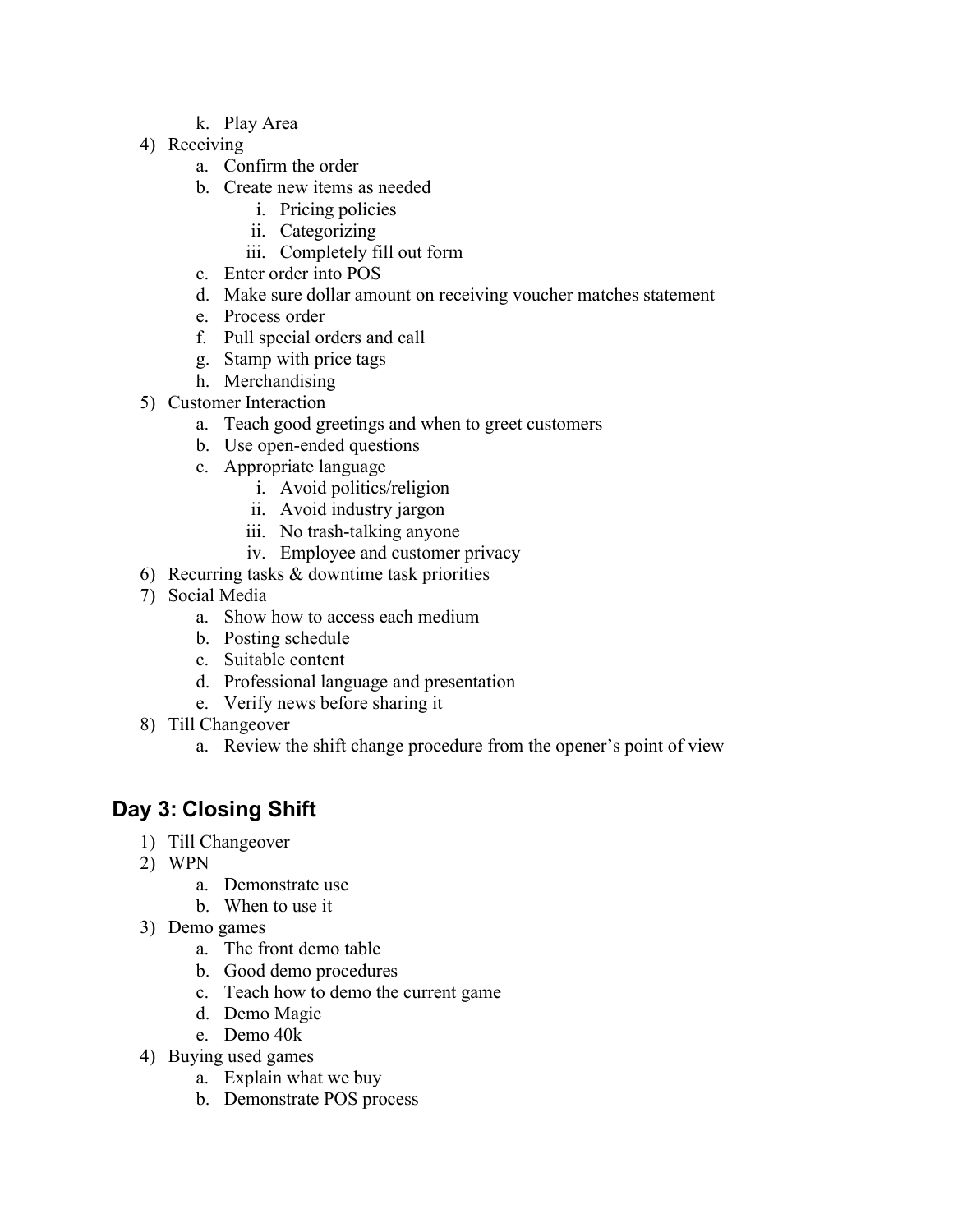k. Play Area

4) Receiving
    a. Confirm the order
    b. Create new items as needed
        i. Pricing policies
        ii. Categorizing
        iii. Completely fill out form
    c. Enter order into POS
    d. Make sure dollar amount on receiving voucher matches statement
    e. Process order
    f. Pull special orders and call
    g. Stamp with price tags
    h. Merchandising
5) Customer Interaction
    a. Teach good greetings and when to greet customers
    b. Use open-ended questions
    c. Appropriate language
        i. Avoid politics/religion
        ii. Avoid industry jargon
        iii. No trash-talking anyone
        iv. Employee and customer privacy
6) Recurring tasks & downtime task priorities
7) Social Media
    a. Show how to access each medium
    b. Posting schedule
    c. Suitable content
    d. Professional language and presentation
    e. Verify news before sharing it
8) Till Changeover
    a. Review the shift change procedure from the opener's point of view

## Day 3: Closing Shift

1) Till Changeover
2) WPN
    a. Demonstrate use
    b. When to use it
3) Demo games
    a. The front demo table
    b. Good demo procedures
    c. Teach how to demo the current game
    d. Demo Magic
    e. Demo 40k
4) Buying used games
    a. Explain what we buy
    b. Demonstrate POS process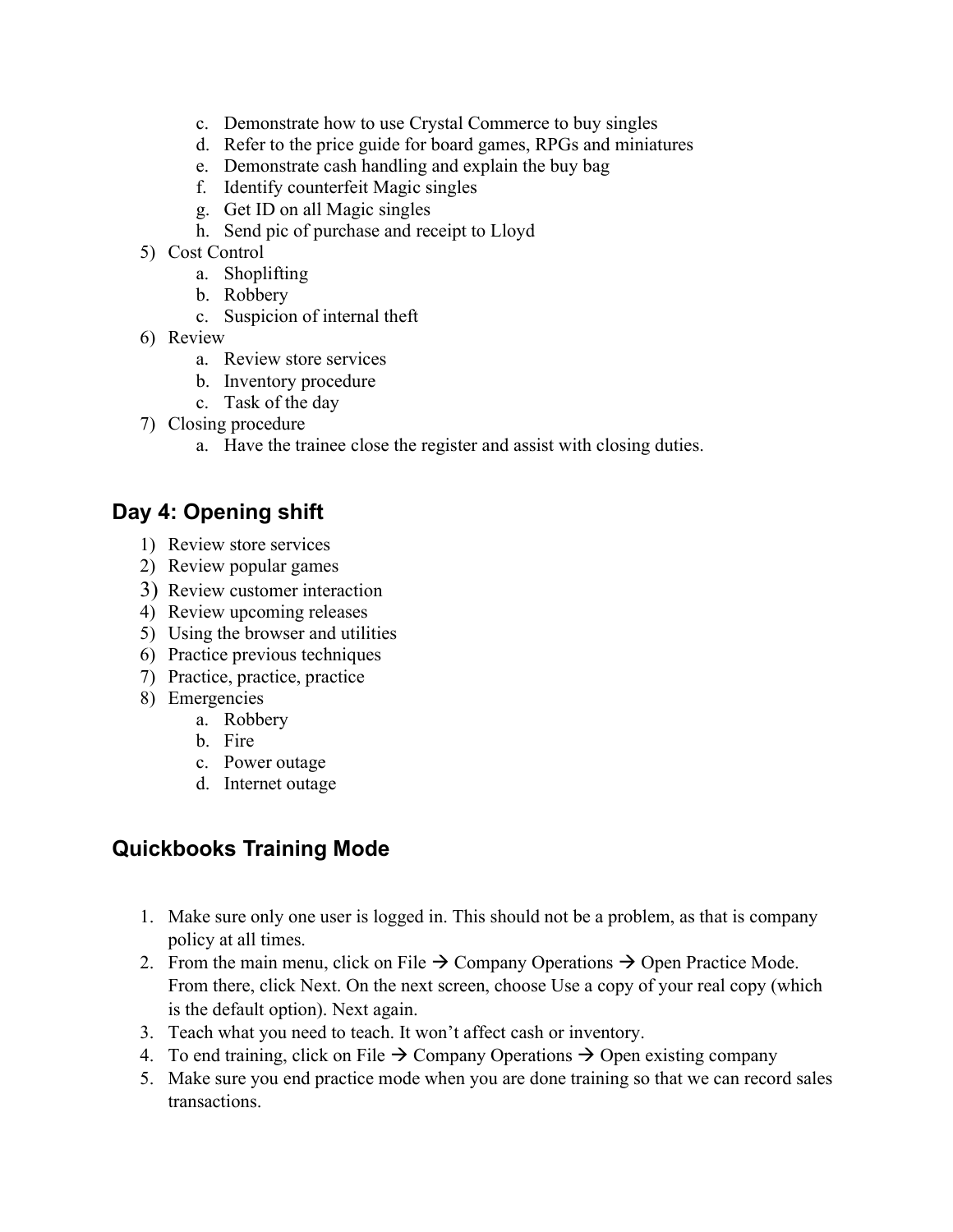c. Demonstrate how to use Crystal Commerce to buy singles
   d. Refer to the price guide for board games, RPGs and miniatures
   e. Demonstrate cash handling and explain the buy bag
   f. Identify counterfeit Magic singles
   g. Get ID on all Magic singles
   h. Send pic of purchase and receipt to Lloyd

5) Cost Control
   a. Shoplifting
   b. Robbery
   c. Suspicion of internal theft
6) Review
   a. Review store services
   b. Inventory procedure
   c. Task of the day
7) Closing procedure
   a. Have the trainee close the register and assist with closing duties.

## Day 4: Opening shift

1) Review store services
2) Review popular games
3) Review customer interaction
4) Review upcoming releases
5) Using the browser and utilities
6) Practice previous techniques
7) Practice, practice, practice
8) Emergencies
   a. Robbery
   b. Fire
   c. Power outage
   d. Internet outage

## Quickbooks Training Mode

1. Make sure only one user is logged in. This should not be a problem, as that is company policy at all times.
2. From the main menu, click on File → Company Operations → Open Practice Mode. From there, click Next. On the next screen, choose Use a copy of your real copy (which is the default option). Next again.
3. Teach what you need to teach. It won't affect cash or inventory.
4. To end training, click on File → Company Operations → Open existing company
5. Make sure you end practice mode when you are done training so that we can record sales transactions.